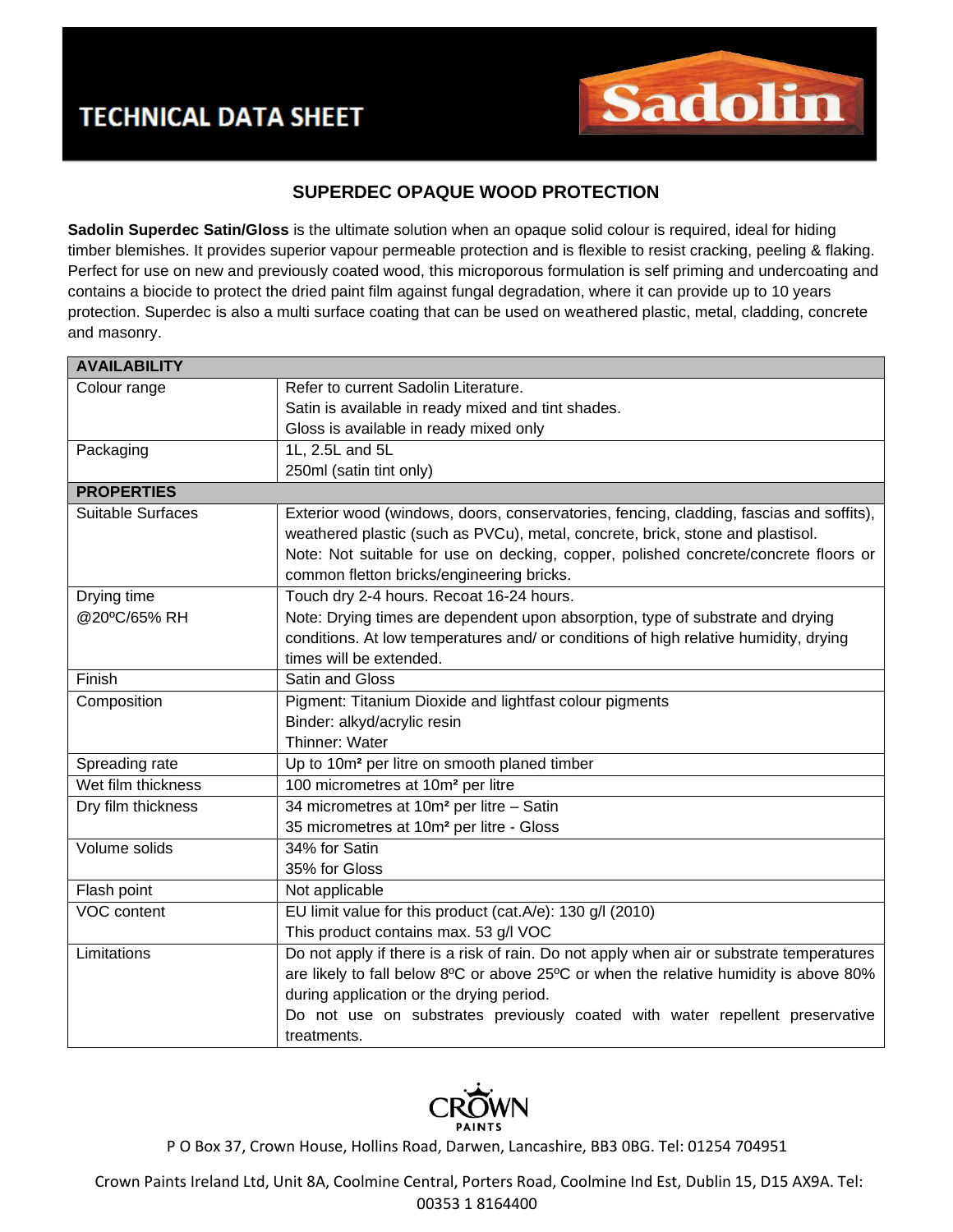# TECHNICAL DATA SHEET

**Sadolin**

## SUPERDEC OPAQUE WOOD PROTECTION

**Sadolin Superdec Satin/Gloss** is the ultimate solution when an opaque solid colour is required, ideal for hiding timber blemishes. It provides superior vapour permeable protection and is flexible to resist cracking, peeling & flaking. Perfect for use on new and previously coated wood, this microporous formulation is self priming and undercoating and contains a biocide to protect the dried paint film against fungal degradation, where it can provide up to 10 years protection. Superdec is also a multi surface coating that can be used on weathered plastic, metal, cladding, concrete and masonry.

| **AVAILABILITY** | |
|---|---|
| Colour range | Refer to current Sadolin Literature.<br>Satin is available in ready mixed and tint shades.<br>Gloss is available in ready mixed only |
| Packaging | 1L, 2.5L and 5L<br>250ml (satin tint only) |
| **PROPERTIES** | |
| Suitable Surfaces | Exterior wood (windows, doors, conservatories, fencing, cladding, fascias and soffits), weathered plastic (such as PVCu), metal, concrete, brick, stone and plastisol.<br>Note: Not suitable for use on decking, copper, polished concrete/concrete floors or common fletton bricks/engineering bricks. |
| Drying time @20ºC/65% RH | Touch dry 2-4 hours. Recoat 16-24 hours.<br>Note: Drying times are dependent upon absorption, type of substrate and drying conditions. At low temperatures and/ or conditions of high relative humidity, drying times will be extended. |
| Finish | Satin and Gloss |
| Composition | Pigment: Titanium Dioxide and lightfast colour pigments<br>Binder: alkyd/acrylic resin<br>Thinner: Water |
| Spreading rate | Up to 10m² per litre on smooth planed timber |
| Wet film thickness | 100 micrometres at 10m² per litre |
| Dry film thickness | 34 micrometres at 10m² per litre – Satin<br>35 micrometres at 10m² per litre - Gloss |
| Volume solids | 34% for Satin<br>35% for Gloss |
| Flash point | Not applicable |
| VOC content | EU limit value for this product (cat.A/e): 130 g/l (2010)<br>This product contains max. 53 g/l VOC |
| Limitations | Do not apply if there is a risk of rain. Do not apply when air or substrate temperatures are likely to fall below 8ºC or above 25ºC or when the relative humidity is above 80% during application or the drying period.<br>Do not use on substrates previously coated with water repellent preservative treatments. |

CROWN PAINTS

P O Box 37, Crown House, Hollins Road, Darwen, Lancashire, BB3 0BG. Tel: 01254 704951

Crown Paints Ireland Ltd, Unit 8A, Coolmine Central, Porters Road, Coolmine Ind Est, Dublin 15, D15 AX9A. Tel: 00353 1 8164400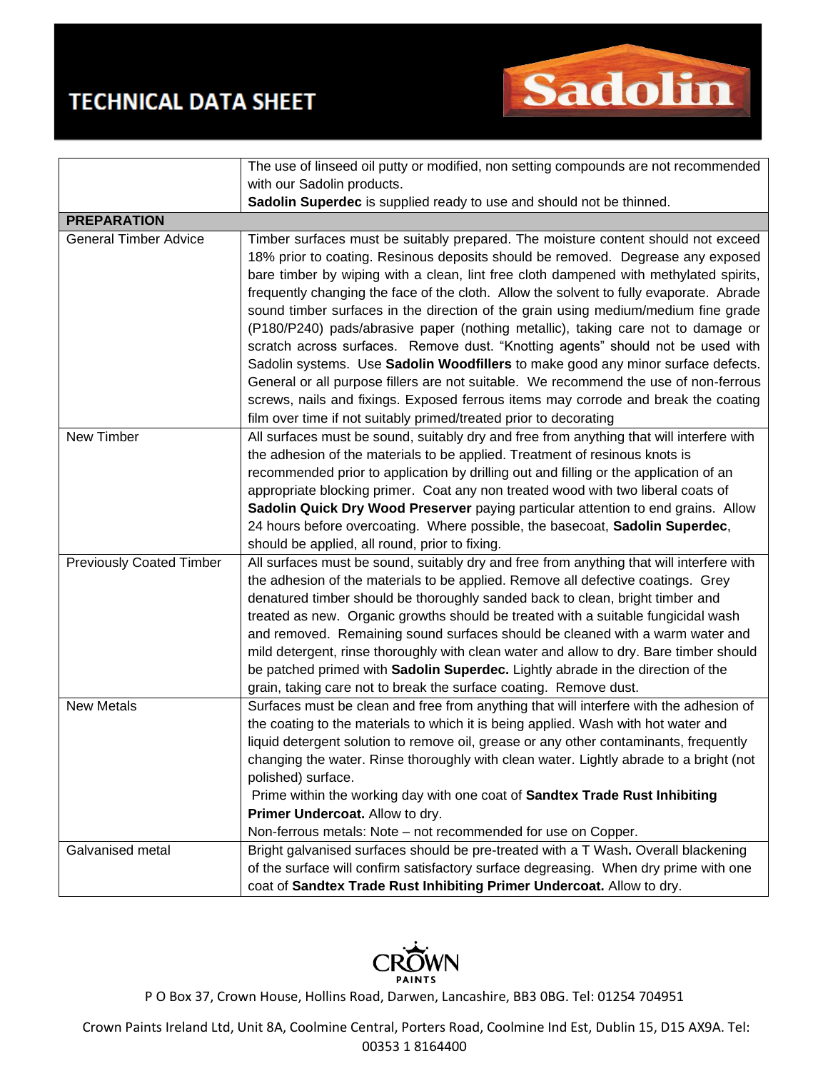# TECHNICAL DATA SHEET

| | |
|---|---|
| | The use of linseed oil putty or modified, non setting compounds are not recommended with our Sadolin products. **Sadolin Superdec** is supplied ready to use and should not be thinned. |
| **PREPARATION** | |
| General Timber Advice | Timber surfaces must be suitably prepared. The moisture content should not exceed 18% prior to coating. Resinous deposits should be removed. Degrease any exposed bare timber by wiping with a clean, lint free cloth dampened with methylated spirits, frequently changing the face of the cloth. Allow the solvent to fully evaporate. Abrade sound timber surfaces in the direction of the grain using medium/medium fine grade (P180/P240) pads/abrasive paper (nothing metallic), taking care not to damage or scratch across surfaces. Remove dust. "Knotting agents" should not be used with Sadolin systems. Use **Sadolin Woodfillers** to make good any minor surface defects. General or all purpose fillers are not suitable. We recommend the use of non-ferrous screws, nails and fixings. Exposed ferrous items may corrode and break the coating film over time if not suitably primed/treated prior to decorating |
| New Timber | All surfaces must be sound, suitably dry and free from anything that will interfere with the adhesion of the materials to be applied. Treatment of resinous knots is recommended prior to application by drilling out and filling or the application of an appropriate blocking primer. Coat any non treated wood with two liberal coats of **Sadolin Quick Dry Wood Preserver** paying particular attention to end grains. Allow 24 hours before overcoating. Where possible, the basecoat, **Sadolin Superdec**, should be applied, all round, prior to fixing. |
| Previously Coated Timber | All surfaces must be sound, suitably dry and free from anything that will interfere with the adhesion of the materials to be applied. Remove all defective coatings. Grey denatured timber should be thoroughly sanded back to clean, bright timber and treated as new. Organic growths should be treated with a suitable fungicidal wash and removed. Remaining sound surfaces should be cleaned with a warm water and mild detergent, rinse thoroughly with clean water and allow to dry. Bare timber should be patched primed with **Sadolin Superdec.** Lightly abrade in the direction of the grain, taking care not to break the surface coating. Remove dust. |
| New Metals | Surfaces must be clean and free from anything that will interfere with the adhesion of the coating to the materials to which it is being applied. Wash with hot water and liquid detergent solution to remove oil, grease or any other contaminants, frequently changing the water. Rinse thoroughly with clean water. Lightly abrade to a bright (not polished) surface.<br>Prime within the working day with one coat of **Sandtex Trade Rust Inhibiting Primer Undercoat.** Allow to dry.<br>Non-ferrous metals: Note – not recommended for use on Copper. |
| Galvanised metal | Bright galvanised surfaces should be pre-treated with a T Wash**.** Overall blackening of the surface will confirm satisfactory surface degreasing. When dry prime with one coat of **Sandtex Trade Rust Inhibiting Primer Undercoat.** Allow to dry. |

P O Box 37, Crown House, Hollins Road, Darwen, Lancashire, BB3 0BG. Tel: 01254 704951

Crown Paints Ireland Ltd, Unit 8A, Coolmine Central, Porters Road, Coolmine Ind Est, Dublin 15, D15 AX9A. Tel: 00353 1 8164400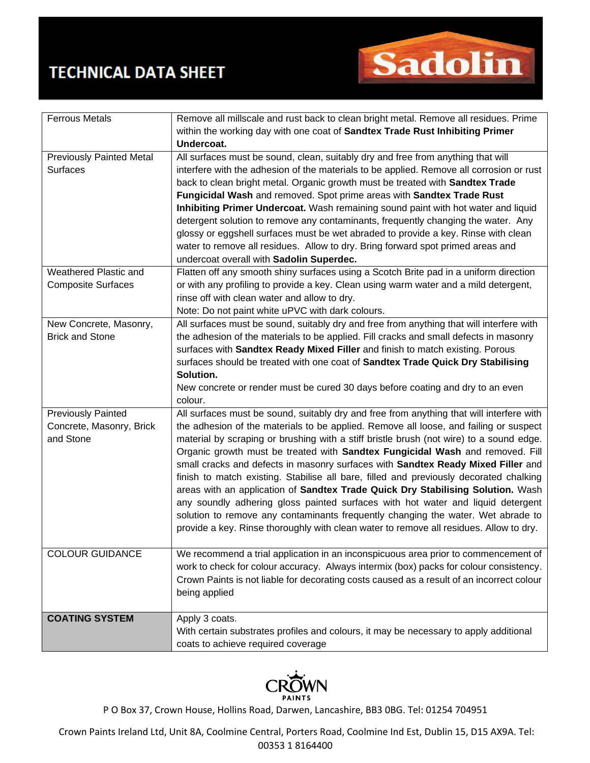| | |
|---|---|
| Ferrous Metals | Remove all millscale and rust back to clean bright metal. Remove all residues. Prime within the working day with one coat of **Sandtex Trade Rust Inhibiting Primer Undercoat.** |
| Previously Painted Metal Surfaces | All surfaces must be sound, clean, suitably dry and free from anything that will interfere with the adhesion of the materials to be applied. Remove all corrosion or rust back to clean bright metal. Organic growth must be treated with **Sandtex Trade Fungicidal Wash** and removed. Spot prime areas with **Sandtex Trade Rust Inhibiting Primer Undercoat.** Wash remaining sound paint with hot water and liquid detergent solution to remove any contaminants, frequently changing the water. Any glossy or eggshell surfaces must be wet abraded to provide a key. Rinse with clean water to remove all residues. Allow to dry. Bring forward spot primed areas and undercoat overall with **Sadolin Superdec.** |
| Weathered Plastic and Composite Surfaces | Flatten off any smooth shiny surfaces using a Scotch Brite pad in a uniform direction or with any profiling to provide a key. Clean using warm water and a mild detergent, rinse off with clean water and allow to dry.<br>Note: Do not paint white uPVC with dark colours. |
| New Concrete, Masonry, Brick and Stone | All surfaces must be sound, suitably dry and free from anything that will interfere with the adhesion of the materials to be applied. Fill cracks and small defects in masonry surfaces with **Sandtex Ready Mixed Filler** and finish to match existing. Porous surfaces should be treated with one coat of **Sandtex Trade Quick Dry Stabilising Solution.**<br>New concrete or render must be cured 30 days before coating and dry to an even colour. |
| Previously Painted Concrete, Masonry, Brick and Stone | All surfaces must be sound, suitably dry and free from anything that will interfere with the adhesion of the materials to be applied. Remove all loose, and failing or suspect material by scraping or brushing with a stiff bristle brush (not wire) to a sound edge. Organic growth must be treated with **Sandtex Fungicidal Wash** and removed. Fill small cracks and defects in masonry surfaces with **Sandtex Ready Mixed Filler** and finish to match existing. Stabilise all bare, filled and previously decorated chalking areas with an application of **Sandtex Trade Quick Dry Stabilising Solution.** Wash any soundly adhering gloss painted surfaces with hot water and liquid detergent solution to remove any contaminants frequently changing the water. Wet abrade to provide a key. Rinse thoroughly with clean water to remove all residues. Allow to dry. |
| COLOUR GUIDANCE | We recommend a trial application in an inconspicuous area prior to commencement of work to check for colour accuracy. Always intermix (box) packs for colour consistency. Crown Paints is not liable for decorating costs caused as a result of an incorrect colour being applied |
| **COATING SYSTEM** | Apply 3 coats.<br>With certain substrates profiles and colours, it may be necessary to apply additional coats to achieve required coverage |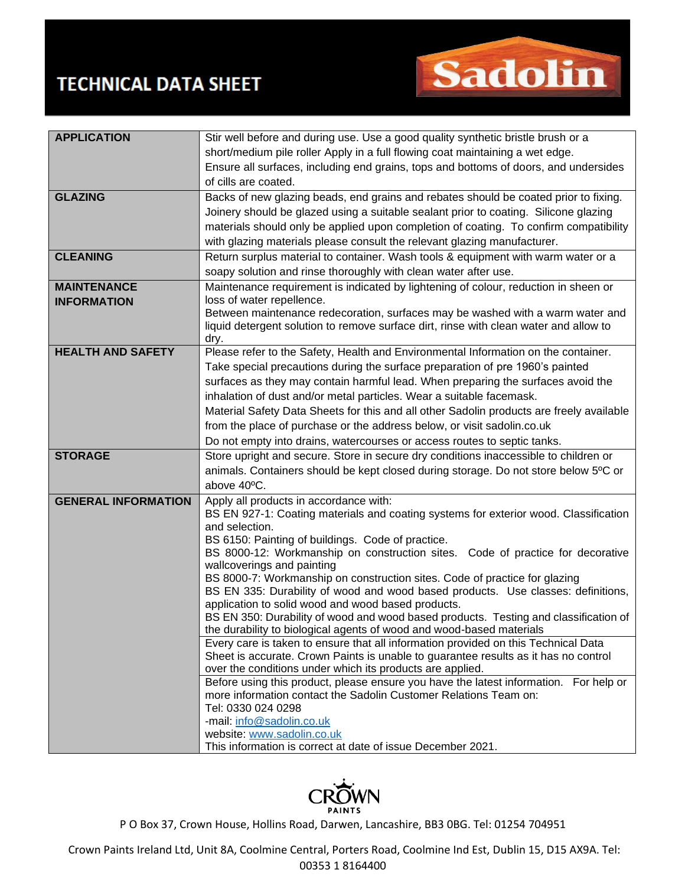| | |
|---|---|
| **APPLICATION** | Stir well before and during use. Use a good quality synthetic bristle brush or a short/medium pile roller Apply in a full flowing coat maintaining a wet edge.<br>Ensure all surfaces, including end grains, tops and bottoms of doors, and undersides of cills are coated. |
| **GLAZING** | Backs of new glazing beads, end grains and rebates should be coated prior to fixing. Joinery should be glazed using a suitable sealant prior to coating. Silicone glazing materials should only be applied upon completion of coating. To confirm compatibility with glazing materials please consult the relevant glazing manufacturer. |
| **CLEANING** | Return surplus material to container. Wash tools & equipment with warm water or a soapy solution and rinse thoroughly with clean water after use. |
| **MAINTENANCE INFORMATION** | Maintenance requirement is indicated by lightening of colour, reduction in sheen or loss of water repellence.<br>Between maintenance redecoration, surfaces may be washed with a warm water and liquid detergent solution to remove surface dirt, rinse with clean water and allow to dry. |
| **HEALTH AND SAFETY** | Please refer to the Safety, Health and Environmental Information on the container. Take special precautions during the surface preparation of pre 1960's painted surfaces as they may contain harmful lead. When preparing the surfaces avoid the inhalation of dust and/or metal particles. Wear a suitable facemask.<br>Material Safety Data Sheets for this and all other Sadolin products are freely available from the place of purchase or the address below, or visit sadolin.co.uk<br>Do not empty into drains, watercourses or access routes to septic tanks. |
| **STORAGE** | Store upright and secure. Store in secure dry conditions inaccessible to children or animals. Containers should be kept closed during storage. Do not store below 5ºC or above 40ºC. |
| **GENERAL INFORMATION** | Apply all products in accordance with:<br>BS EN 927-1: Coating materials and coating systems for exterior wood. Classification and selection.<br>BS 6150: Painting of buildings. Code of practice.<br>BS 8000-12: Workmanship on construction sites. Code of practice for decorative wallcoverings and painting<br>BS 8000-7: Workmanship on construction sites. Code of practice for glazing<br>BS EN 335: Durability of wood and wood based products. Use classes: definitions, application to solid wood and wood based products.<br>BS EN 350: Durability of wood and wood based products. Testing and classification of the durability to biological agents of wood and wood-based materials |
| | Every care is taken to ensure that all information provided on this Technical Data Sheet is accurate. Crown Paints is unable to guarantee results as it has no control over the conditions under which its products are applied. |
| | Before using this product, please ensure you have the latest information. For help or more information contact the Sadolin Customer Relations Team on:<br>Tel: 0330 024 0298<br>-mail: info@sadolin.co.uk<br>website: www.sadolin.co.uk<br>This information is correct at date of issue December 2021. |

CROWN PAINTS

P O Box 37, Crown House, Hollins Road, Darwen, Lancashire, BB3 0BG. Tel: 01254 704951

Crown Paints Ireland Ltd, Unit 8A, Coolmine Central, Porters Road, Coolmine Ind Est, Dublin 15, D15 AX9A. Tel: 00353 1 8164400